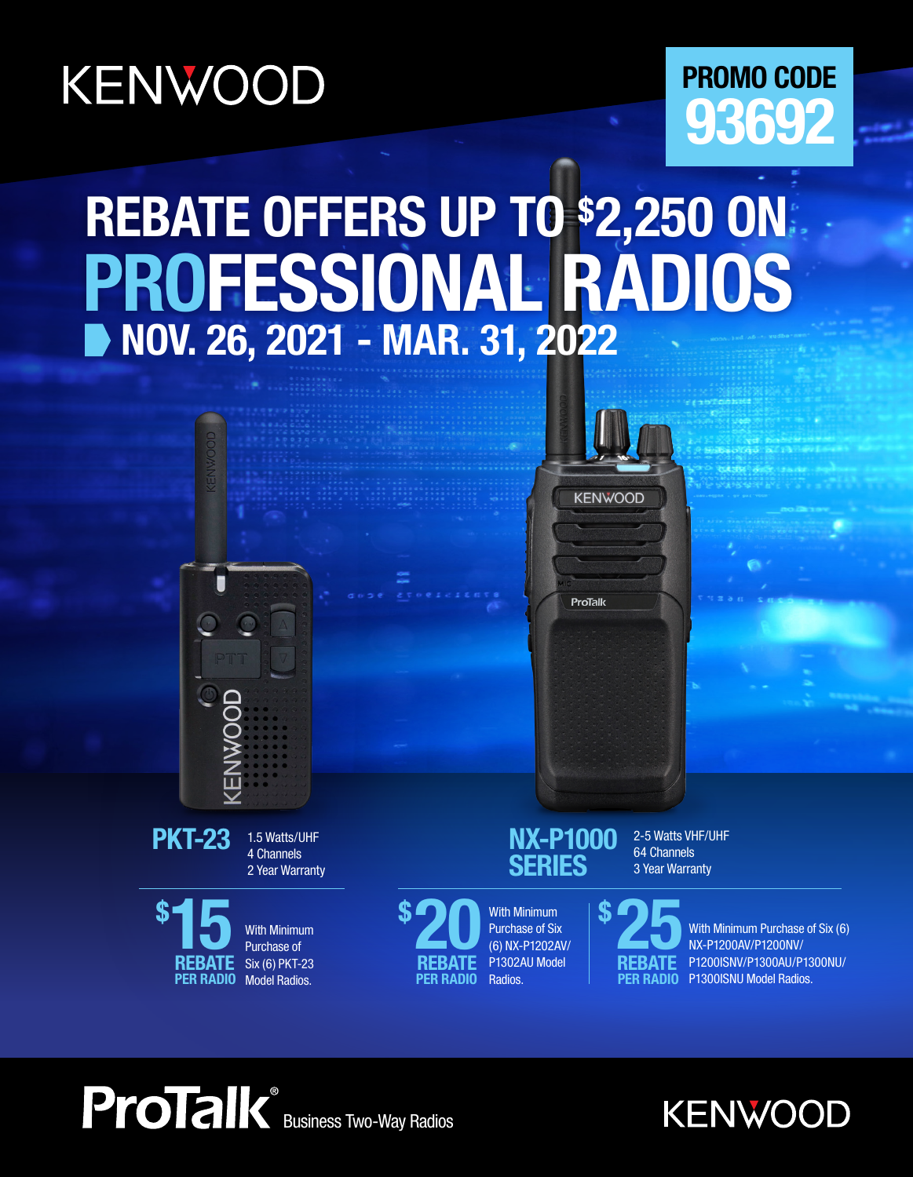KENWOOD

**PROMO CODE**
**93692**

# REBATE OFFERS UP TO $2,250 ON PROFESSIONAL RADIOS

## NOV. 26, 2021 - MAR. 31, 2022

### PKT-23

1.5 Watts/UHF
4 Channels
2 Year Warranty

**$15 REBATE PER RADIO** With Minimum Purchase of Six (6) PKT-23 Model Radios.

### NX-P1000 SERIES

2-5 Watts VHF/UHF
64 Channels
3 Year Warranty

**$20 REBATE PER RADIO** With Minimum Purchase of Six (6) NX-P1202AV/P1302AU Model Radios.

**$25 REBATE PER RADIO** With Minimum Purchase of Six (6) NX-P1200AV/P1200NV/P1200ISNV/P1300AU/P1300NU/P1300ISNU Model Radios.

**ProTalk**® Business Two-Way Radios

KENWOOD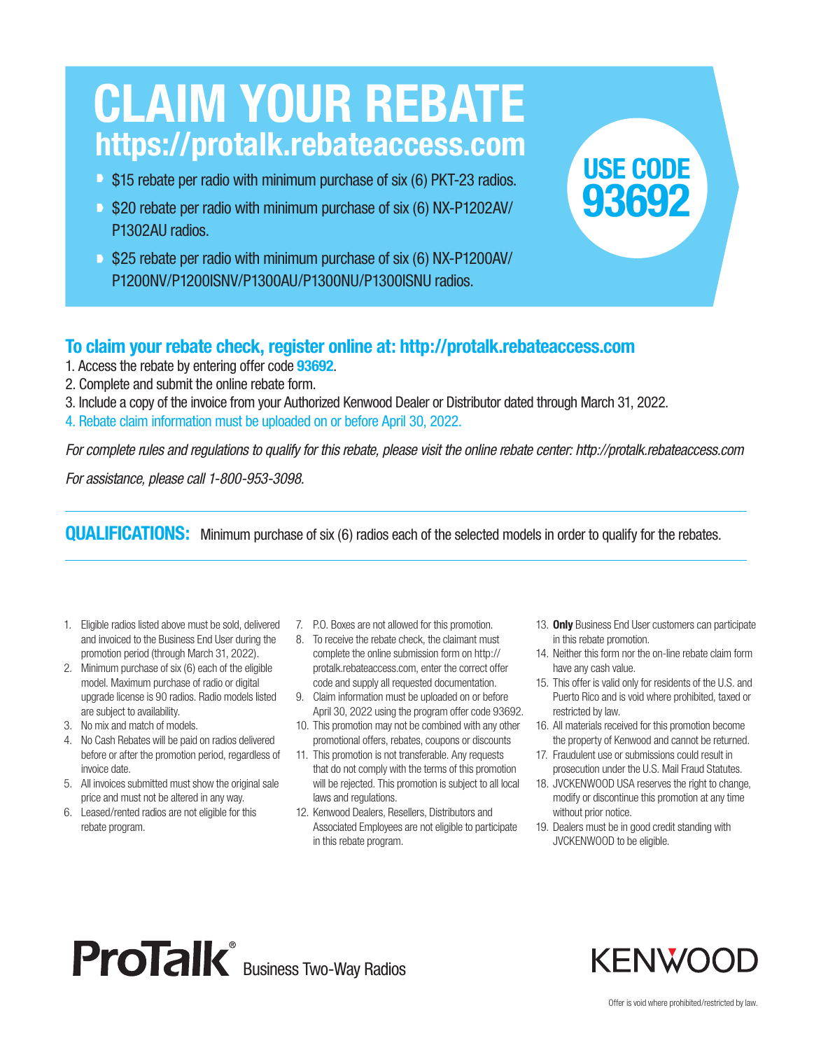# CLAIM YOUR REBATE

## https://protalk.rebateaccess.com

- $15 rebate per radio with minimum purchase of six (6) PKT-23 radios.
- $20 rebate per radio with minimum purchase of six (6) NX-P1202AV/P1302AU radios.
- $25 rebate per radio with minimum purchase of six (6) NX-P1200AV/P1200NV/P1200ISNV/P1300AU/P1300NU/P1300ISNU radios.

**USE CODE 93692**

## To claim your rebate check, register online at: http://protalk.rebateaccess.com

1. Access the rebate by entering offer code **93692**.
2. Complete and submit the online rebate form.
3. Include a copy of the invoice from your Authorized Kenwood Dealer or Distributor dated through March 31, 2022.
4. Rebate claim information must be uploaded on or before April 30, 2022.

*For complete rules and regulations to qualify for this rebate, please visit the online rebate center: http://protalk.rebateaccess.com*

*For assistance, please call 1-800-953-3098.*

**QUALIFICATIONS:** Minimum purchase of six (6) radios each of the selected models in order to qualify for the rebates.

1. Eligible radios listed above must be sold, delivered and invoiced to the Business End User during the promotion period (through March 31, 2022).
2. Minimum purchase of six (6) each of the eligible model. Maximum purchase of radio or digital upgrade license is 90 radios. Radio models listed are subject to availability.
3. No mix and match of models.
4. No Cash Rebates will be paid on radios delivered before or after the promotion period, regardless of invoice date.
5. All invoices submitted must show the original sale price and must not be altered in any way.
6. Leased/rented radios are not eligible for this rebate program.
7. P.O. Boxes are not allowed for this promotion.
8. To receive the rebate check, the claimant must complete the online submission form on http://protalk.rebateaccess.com, enter the correct offer code and supply all requested documentation.
9. Claim information must be uploaded on or before April 30, 2022 using the program offer code 93692.
10. This promotion may not be combined with any other promotional offers, rebates, coupons or discounts
11. This promotion is not transferable. Any requests that do not comply with the terms of this promotion will be rejected. This promotion is subject to all local laws and regulations.
12. Kenwood Dealers, Resellers, Distributors and Associated Employees are not eligible to participate in this rebate program.
13. **Only** Business End User customers can participate in this rebate promotion.
14. Neither this form nor the on-line rebate claim form have any cash value.
15. This offer is valid only for residents of the U.S. and Puerto Rico and is void where prohibited, taxed or restricted by law.
16. All materials received for this promotion become the property of Kenwood and cannot be returned.
17. Fraudulent use or submissions could result in prosecution under the U.S. Mail Fraud Statutes.
18. JVCKENWOOD USA reserves the right to change, modify or discontinue this promotion at any time without prior notice.
19. Dealers must be in good credit standing with JVCKENWOOD to be eligible.

ProTalk® Business Two-Way Radios

KENWOOD

Offer is void where prohibited/restricted by law.